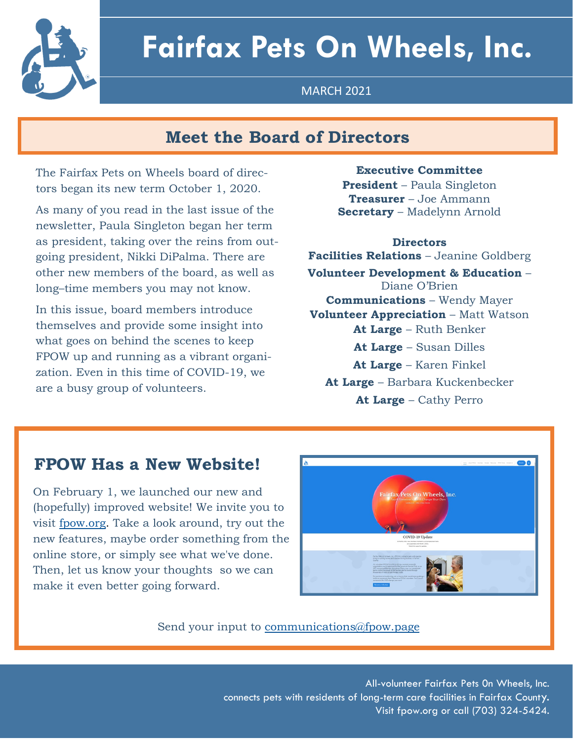# Fairfax Pets On Wheels, Inc.

MARCH 2021

## Meet the Board of Directors

The Fairfax Pets on Wheels board of directors began its new term October 1, 2020.

As many of you read in the last issue of the newsletter, Paula Singleton began her term as president, taking over the reins from outgoing president, Nikki DiPalma. There are other new members of the board, as well as long–time members you may not know.

In this issue, board members introduce themselves and provide some insight into what goes on behind the scenes to keep FPOW up and running as a vibrant organization. Even in this time of COVID-19, we are a busy group of volunteers.

**Executive Committee**

**President** – Paula Singleton
**Treasurer** – Joe Ammann
**Secretary** – Madelynn Arnold

**Directors**

**Facilities Relations** – Jeanine Goldberg
**Volunteer Development & Education** – Diane O'Brien
**Communications** – Wendy Mayer
**Volunteer Appreciation** – Matt Watson
**At Large** – Ruth Benker
**At Large** – Susan Dilles
**At Large** – Karen Finkel
**At Large** – Barbara Kuckenbecker
**At Large** – Cathy Perro

## FPOW Has a New Website!

On February 1, we launched our new and (hopefully) improved website! We invite you to visit fpow.org. Take a look around, try out the new features, maybe order something from the online store, or simply see what we've done. Then, let us know your thoughts so we can make it even better going forward.

Send your input to communications@fpow.page

All-volunteer Fairfax Pets On Wheels, Inc. connects pets with residents of long-term care facilities in Fairfax County. Visit fpow.org or call (703) 324-5424.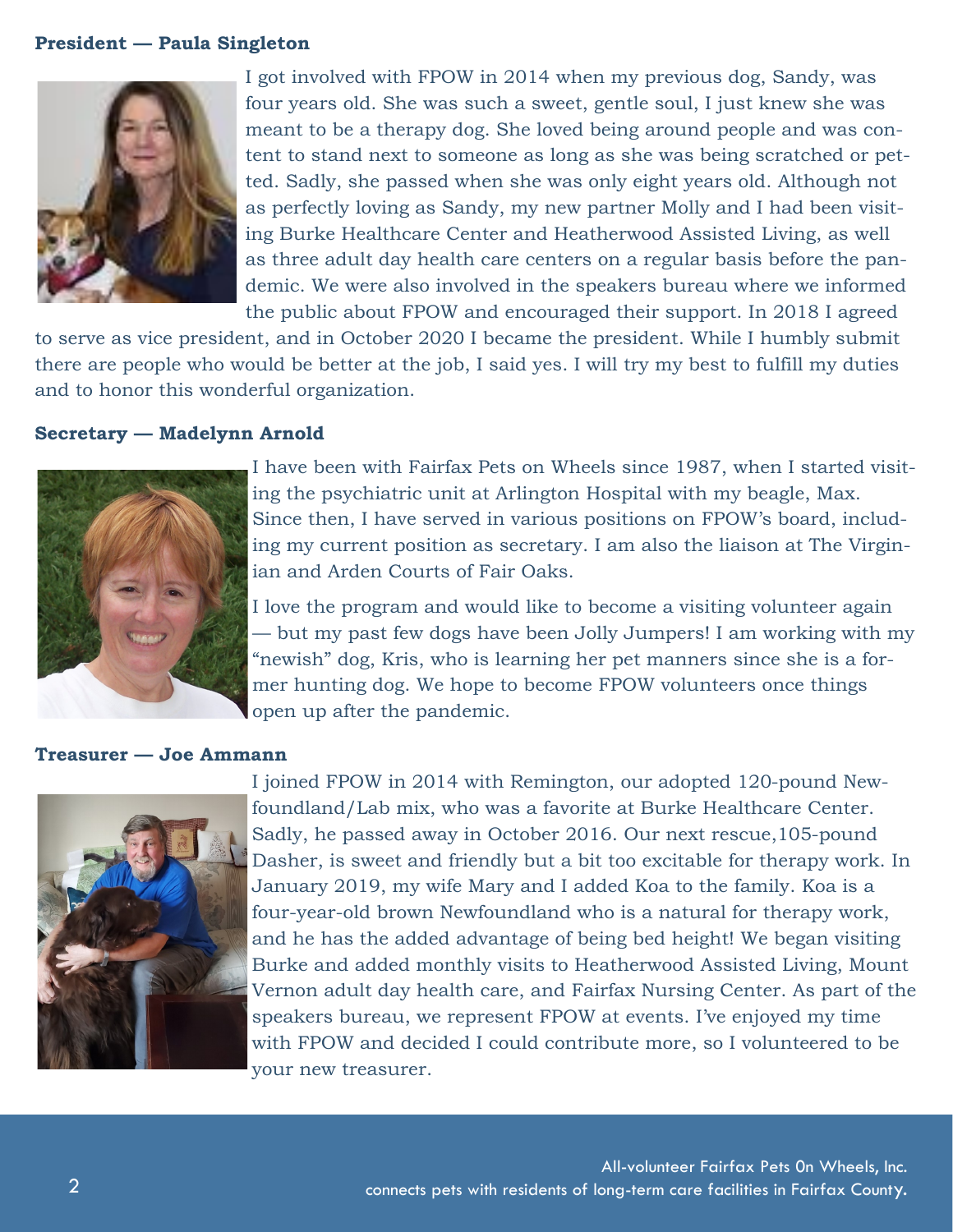**President — Paula Singleton**

I got involved with FPOW in 2014 when my previous dog, Sandy, was four years old. She was such a sweet, gentle soul, I just knew she was meant to be a therapy dog. She loved being around people and was content to stand next to someone as long as she was being scratched or petted. Sadly, she passed when she was only eight years old. Although not as perfectly loving as Sandy, my new partner Molly and I had been visiting Burke Healthcare Center and Heatherwood Assisted Living, as well as three adult day health care centers on a regular basis before the pandemic. We were also involved in the speakers bureau where we informed the public about FPOW and encouraged their support. In 2018 I agreed to serve as vice president, and in October 2020 I became the president. While I humbly submit there are people who would be better at the job, I said yes. I will try my best to fulfill my duties and to honor this wonderful organization.

**Secretary — Madelynn Arnold**

I have been with Fairfax Pets on Wheels since 1987, when I started visiting the psychiatric unit at Arlington Hospital with my beagle, Max. Since then, I have served in various positions on FPOW's board, including my current position as secretary. I am also the liaison at The Virginian and Arden Courts of Fair Oaks.

I love the program and would like to become a visiting volunteer again — but my past few dogs have been Jolly Jumpers! I am working with my "newish" dog, Kris, who is learning her pet manners since she is a former hunting dog. We hope to become FPOW volunteers once things open up after the pandemic.

**Treasurer — Joe Ammann**

I joined FPOW in 2014 with Remington, our adopted 120-pound Newfoundland/Lab mix, who was a favorite at Burke Healthcare Center. Sadly, he passed away in October 2016. Our next rescue,105-pound Dasher, is sweet and friendly but a bit too excitable for therapy work. In January 2019, my wife Mary and I added Koa to the family. Koa is a four-year-old brown Newfoundland who is a natural for therapy work, and he has the added advantage of being bed height! We began visiting Burke and added monthly visits to Heatherwood Assisted Living, Mount Vernon adult day health care, and Fairfax Nursing Center. As part of the speakers bureau, we represent FPOW at events. I've enjoyed my time with FPOW and decided I could contribute more, so I volunteered to be your new treasurer.

All-volunteer Fairfax Pets On Wheels, Inc. connects pets with residents of long-term care facilities in Fairfax County.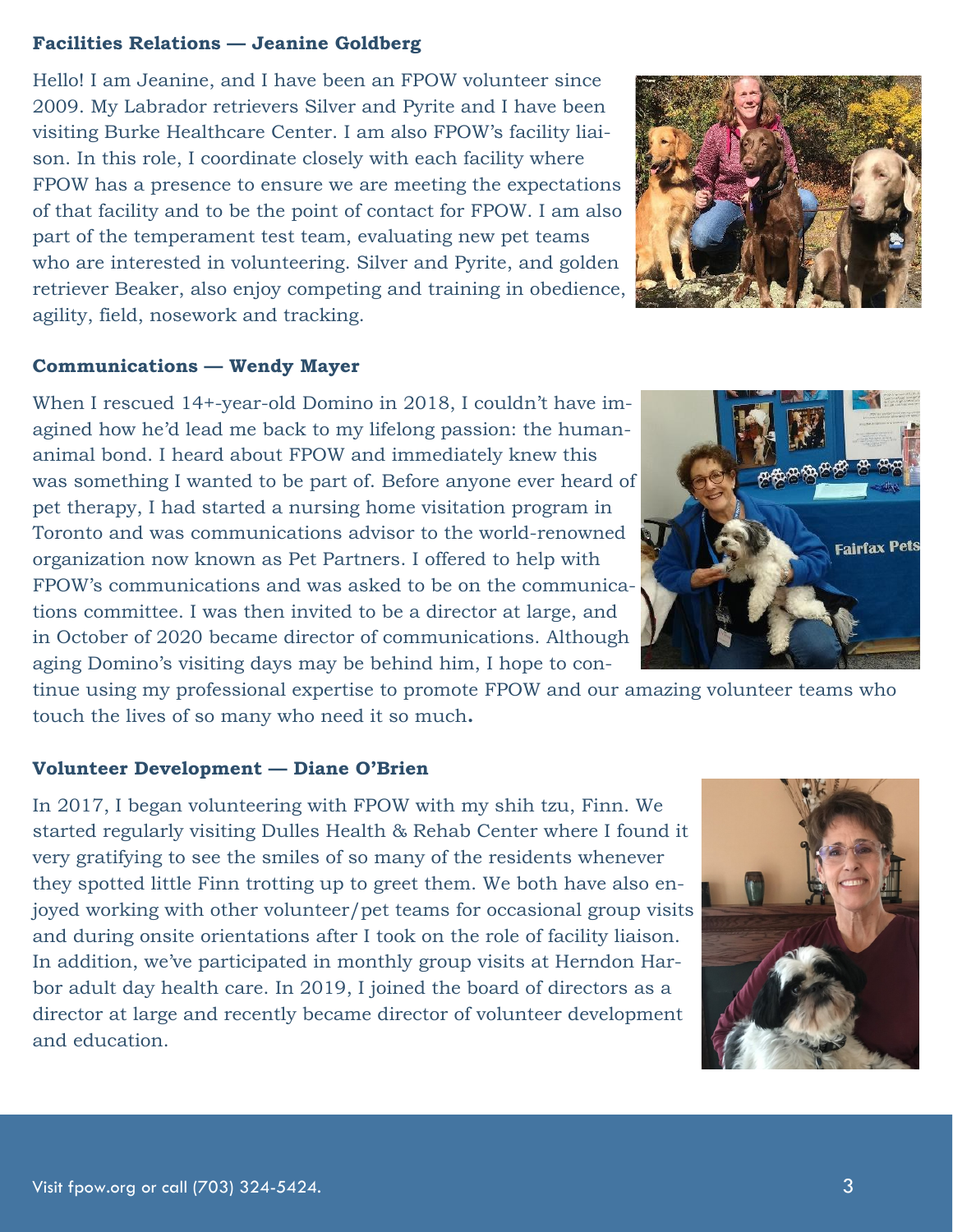**Facilities Relations — Jeanine Goldberg**

Hello! I am Jeanine, and I have been an FPOW volunteer since 2009. My Labrador retrievers Silver and Pyrite and I have been visiting Burke Healthcare Center. I am also FPOW's facility liaison. In this role, I coordinate closely with each facility where FPOW has a presence to ensure we are meeting the expectations of that facility and to be the point of contact for FPOW. I am also part of the temperament test team, evaluating new pet teams who are interested in volunteering. Silver and Pyrite, and golden retriever Beaker, also enjoy competing and training in obedience, agility, field, nosework and tracking.

**Communications — Wendy Mayer**

When I rescued 14+-year-old Domino in 2018, I couldn't have imagined how he'd lead me back to my lifelong passion: the human-animal bond. I heard about FPOW and immediately knew this was something I wanted to be part of. Before anyone ever heard of pet therapy, I had started a nursing home visitation program in Toronto and was communications advisor to the world-renowned organization now known as Pet Partners. I offered to help with FPOW's communications and was asked to be on the communications committee. I was then invited to be a director at large, and in October of 2020 became director of communications. Although aging Domino's visiting days may be behind him, I hope to continue using my professional expertise to promote FPOW and our amazing volunteer teams who touch the lives of so many who need it so much.

**Volunteer Development — Diane O'Brien**

In 2017, I began volunteering with FPOW with my shih tzu, Finn. We started regularly visiting Dulles Health & Rehab Center where I found it very gratifying to see the smiles of so many of the residents whenever they spotted little Finn trotting up to greet them. We both have also enjoyed working with other volunteer/pet teams for occasional group visits and during onsite orientations after I took on the role of facility liaison. In addition, we've participated in monthly group visits at Herndon Harbor adult day health care. In 2019, I joined the board of directors as a director at large and recently became director of volunteer development and education.

Visit fpow.org or call (703) 324-5424.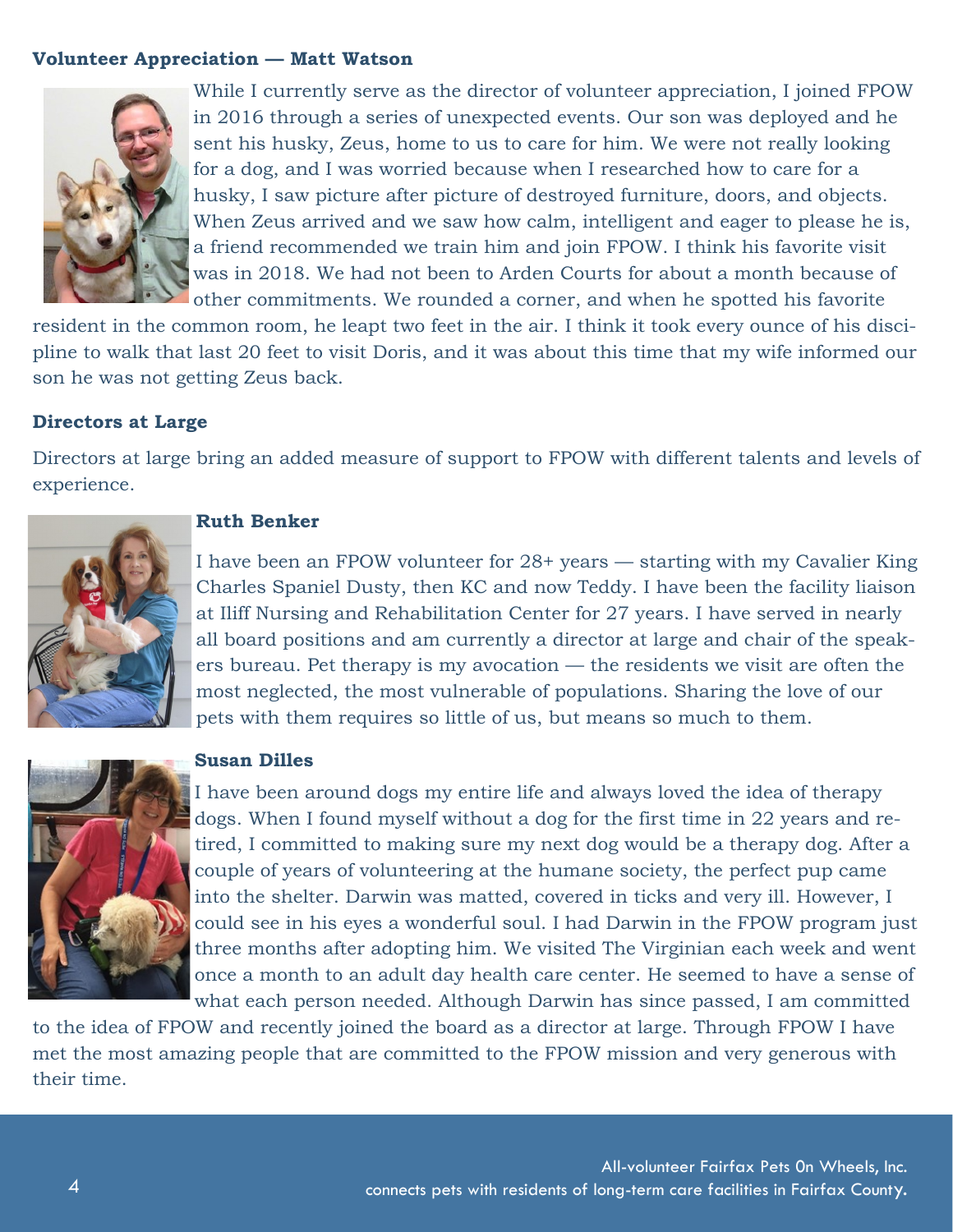### Volunteer Appreciation — Matt Watson

While I currently serve as the director of volunteer appreciation, I joined FPOW in 2016 through a series of unexpected events. Our son was deployed and he sent his husky, Zeus, home to us to care for him. We were not really looking for a dog, and I was worried because when I researched how to care for a husky, I saw picture after picture of destroyed furniture, doors, and objects. When Zeus arrived and we saw how calm, intelligent and eager to please he is, a friend recommended we train him and join FPOW. I think his favorite visit was in 2018. We had not been to Arden Courts for about a month because of other commitments. We rounded a corner, and when he spotted his favorite resident in the common room, he leapt two feet in the air. I think it took every ounce of his discipline to walk that last 20 feet to visit Doris, and it was about this time that my wife informed our son he was not getting Zeus back.

### Directors at Large

Directors at large bring an added measure of support to FPOW with different talents and levels of experience.

#### Ruth Benker

I have been an FPOW volunteer for 28+ years — starting with my Cavalier King Charles Spaniel Dusty, then KC and now Teddy. I have been the facility liaison at Iliff Nursing and Rehabilitation Center for 27 years. I have served in nearly all board positions and am currently a director at large and chair of the speakers bureau. Pet therapy is my avocation — the residents we visit are often the most neglected, the most vulnerable of populations. Sharing the love of our pets with them requires so little of us, but means so much to them.

#### Susan Dilles

I have been around dogs my entire life and always loved the idea of therapy dogs. When I found myself without a dog for the first time in 22 years and retired, I committed to making sure my next dog would be a therapy dog. After a couple of years of volunteering at the humane society, the perfect pup came into the shelter. Darwin was matted, covered in ticks and very ill. However, I could see in his eyes a wonderful soul. I had Darwin in the FPOW program just three months after adopting him. We visited The Virginian each week and went once a month to an adult day health care center. He seemed to have a sense of what each person needed. Although Darwin has since passed, I am committed to the idea of FPOW and recently joined the board as a director at large. Through FPOW I have met the most amazing people that are committed to the FPOW mission and very generous with their time.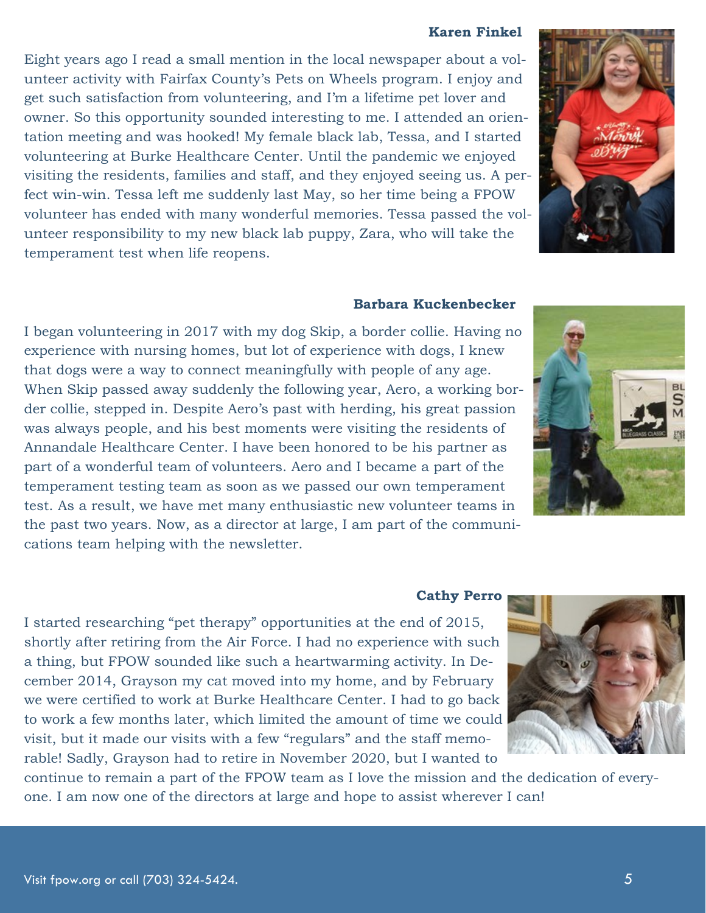### Karen Finkel

Eight years ago I read a small mention in the local newspaper about a volunteer activity with Fairfax County's Pets on Wheels program. I enjoy and get such satisfaction from volunteering, and I'm a lifetime pet lover and owner. So this opportunity sounded interesting to me. I attended an orientation meeting and was hooked! My female black lab, Tessa, and I started volunteering at Burke Healthcare Center. Until the pandemic we enjoyed visiting the residents, families and staff, and they enjoyed seeing us. A perfect win-win. Tessa left me suddenly last May, so her time being a FPOW volunteer has ended with many wonderful memories. Tessa passed the volunteer responsibility to my new black lab puppy, Zara, who will take the temperament test when life reopens.

### Barbara Kuckenbecker

I began volunteering in 2017 with my dog Skip, a border collie. Having no experience with nursing homes, but lot of experience with dogs, I knew that dogs were a way to connect meaningfully with people of any age. When Skip passed away suddenly the following year, Aero, a working border collie, stepped in. Despite Aero's past with herding, his great passion was always people, and his best moments were visiting the residents of Annandale Healthcare Center. I have been honored to be his partner as part of a wonderful team of volunteers. Aero and I became a part of the temperament testing team as soon as we passed our own temperament test. As a result, we have met many enthusiastic new volunteer teams in the past two years. Now, as a director at large, I am part of the communications team helping with the newsletter.

### Cathy Perro

I started researching "pet therapy" opportunities at the end of 2015, shortly after retiring from the Air Force. I had no experience with such a thing, but FPOW sounded like such a heartwarming activity. In December 2014, Grayson my cat moved into my home, and by February we were certified to work at Burke Healthcare Center. I had to go back to work a few months later, which limited the amount of time we could visit, but it made our visits with a few "regulars" and the staff memorable! Sadly, Grayson had to retire in November 2020, but I wanted to continue to remain a part of the FPOW team as I love the mission and the dedication of everyone. I am now one of the directors at large and hope to assist wherever I can!

Visit fpow.org or call (703) 324-5424.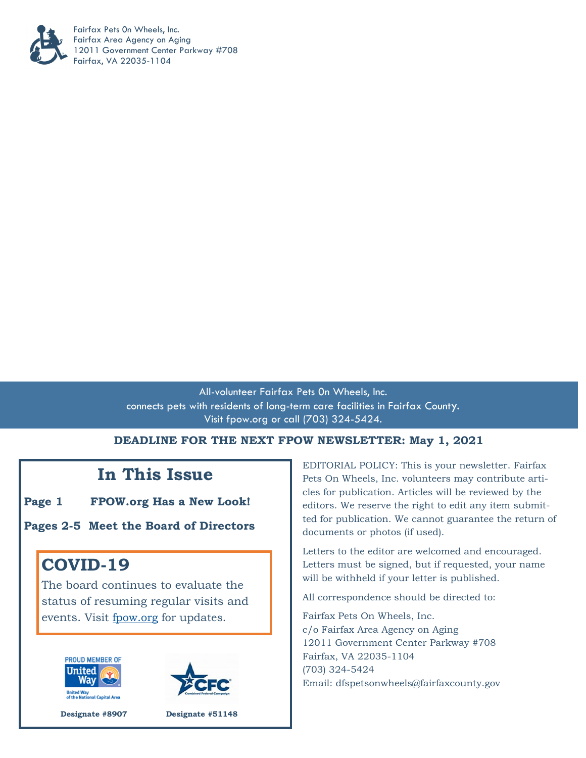Fairfax Pets On Wheels, Inc.
Fairfax Area Agency on Aging
12011 Government Center Parkway #708
Fairfax, VA 22035-1104

All-volunteer Fairfax Pets On Wheels, Inc.
connects pets with residents of long-term care facilities in Fairfax County.
Visit fpow.org or call (703) 324-5424.

**DEADLINE FOR THE NEXT FPOW NEWSLETTER: May 1, 2021**

## In This Issue

**Page 1 FPOW.org Has a New Look!**

**Pages 2-5 Meet the Board of Directors**

## COVID-19

The board continues to evaluate the status of resuming regular visits and events. Visit fpow.org for updates.

PROUD MEMBER OF United Way
United Way of the National Capital Area

**Designate #8907**

CFC Combined Federal Campaign

**Designate #51148**

EDITORIAL POLICY: This is your newsletter. Fairfax Pets On Wheels, Inc. volunteers may contribute articles for publication. Articles will be reviewed by the editors. We reserve the right to edit any item submitted for publication. We cannot guarantee the return of documents or photos (if used).

Letters to the editor are welcomed and encouraged. Letters must be signed, but if requested, your name will be withheld if your letter is published.

All correspondence should be directed to:

Fairfax Pets On Wheels, Inc.
c/o Fairfax Area Agency on Aging
12011 Government Center Parkway #708
Fairfax, VA 22035-1104
(703) 324-5424
Email: dfspetsonwheels@fairfaxcounty.gov